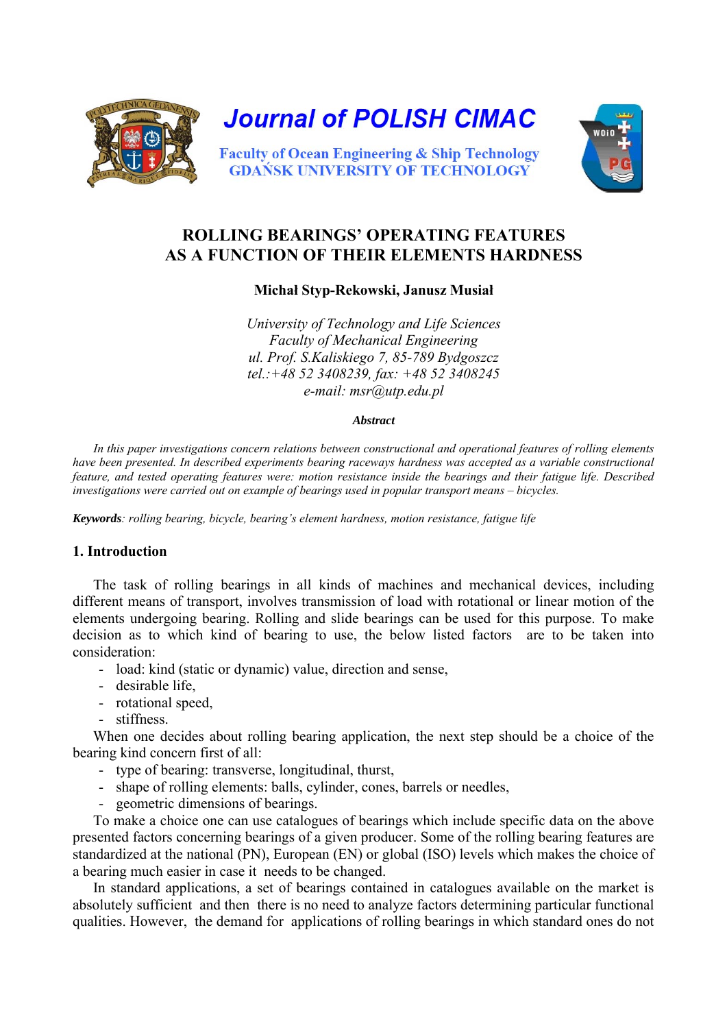Journal of POLISH CIMAC

Faculty of Ocean Engineering & Ship Technology
GDAŃSK UNIVERSITY OF TECHNOLOGY

# ROLLING BEARINGS' OPERATING FEATURES AS A FUNCTION OF THEIR ELEMENTS HARDNESS

**Michał Styp-Rekowski, Janusz Musiał**

*University of Technology and Life Sciences*
*Faculty of Mechanical Engineering*
*ul. Prof. S.Kaliskiego 7, 85-789 Bydgoszcz*
*tel.:+48 52 3408239, fax: +48 52 3408245*
*e-mail: msr@utp.edu.pl*

***Abstract***

*In this paper investigations concern relations between constructional and operational features of rolling elements have been presented. In described experiments bearing raceways hardness was accepted as a variable constructional feature, and tested operating features were: motion resistance inside the bearings and their fatigue life. Described investigations were carried out on example of bearings used in popular transport means – bicycles.*

***Keywords****: rolling bearing, bicycle, bearing's element hardness, motion resistance, fatigue life*

## 1. Introduction

The task of rolling bearings in all kinds of machines and mechanical devices, including different means of transport, involves transmission of load with rotational or linear motion of the elements undergoing bearing. Rolling and slide bearings can be used for this purpose. To make decision as to which kind of bearing to use, the below listed factors are to be taken into consideration:

- load: kind (static or dynamic) value, direction and sense,
- desirable life,
- rotational speed,
- stiffness.

When one decides about rolling bearing application, the next step should be a choice of the bearing kind concern first of all:

- type of bearing: transverse, longitudinal, thrust,
- shape of rolling elements: balls, cylinder, cones, barrels or needles,
- geometric dimensions of bearings.

To make a choice one can use catalogues of bearings which include specific data on the above presented factors concerning bearings of a given producer. Some of the rolling bearing features are standardized at the national (PN), European (EN) or global (ISO) levels which makes the choice of a bearing much easier in case it needs to be changed.

In standard applications, a set of bearings contained in catalogues available on the market is absolutely sufficient and then there is no need to analyze factors determining particular functional qualities. However, the demand for applications of rolling bearings in which standard ones do not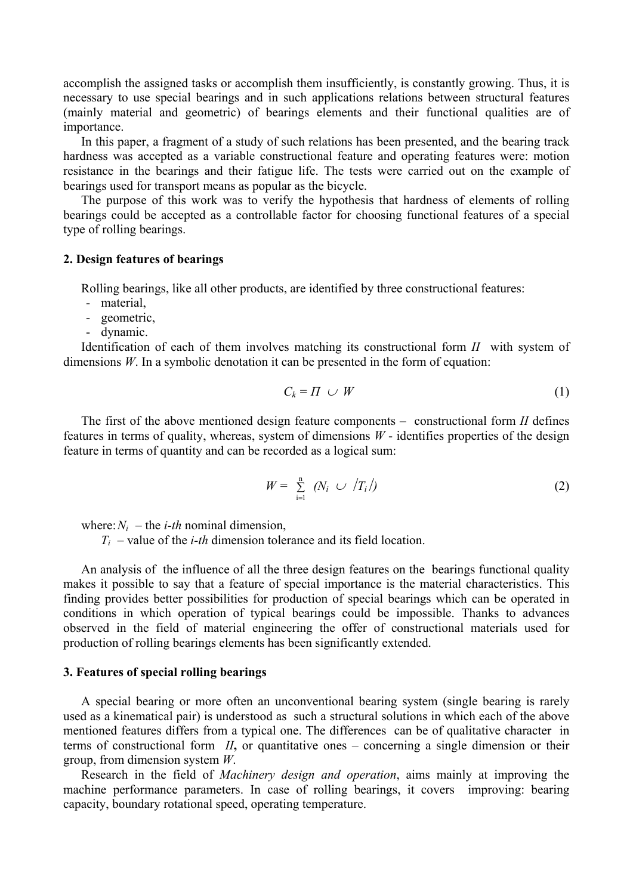accomplish the assigned tasks or accomplish them insufficiently, is constantly growing. Thus, it is necessary to use special bearings and in such applications relations between structural features (mainly material and geometric) of bearings elements and their functional qualities are of importance.

In this paper, a fragment of a study of such relations has been presented, and the bearing track hardness was accepted as a variable constructional feature and operating features were: motion resistance in the bearings and their fatigue life. The tests were carried out on the example of bearings used for transport means as popular as the bicycle.

The purpose of this work was to verify the hypothesis that hardness of elements of rolling bearings could be accepted as a controllable factor for choosing functional features of a special type of rolling bearings.

## 2. Design features of bearings

Rolling bearings, like all other products, are identified by three constructional features:

- material,
- geometric,
- dynamic.

Identification of each of them involves matching its constructional form $\Pi$ with system of dimensions $W$. In a symbolic denotation it can be presented in the form of equation:

$$C_k = \Pi \cup W \tag{1}$$

The first of the above mentioned design feature components – constructional form $\Pi$ defines features in terms of quality, whereas, system of dimensions $W$ - identifies properties of the design feature in terms of quantity and can be recorded as a logical sum:

$$W = \sum_{i=1}^{n} \left(N_i \cup \left|T_i\right|\right) \tag{2}$$

where: $N_i$ – the *i-th* nominal dimension,

$T_i$ – value of the *i-th* dimension tolerance and its field location.

An analysis of the influence of all the three design features on the bearings functional quality makes it possible to say that a feature of special importance is the material characteristics. This finding provides better possibilities for production of special bearings which can be operated in conditions in which operation of typical bearings could be impossible. Thanks to advances observed in the field of material engineering the offer of constructional materials used for production of rolling bearings elements has been significantly extended.

## 3. Features of special rolling bearings

A special bearing or more often an unconventional bearing system (single bearing is rarely used as a kinematical pair) is understood as such a structural solutions in which each of the above mentioned features differs from a typical one. The differences can be of qualitative character in terms of constructional form $\Pi$**,** or quantitative ones – concerning a single dimension or their group, from dimension system $W$.

Research in the field of *Machinery design and operation*, aims mainly at improving the machine performance parameters. In case of rolling bearings, it covers improving: bearing capacity, boundary rotational speed, operating temperature.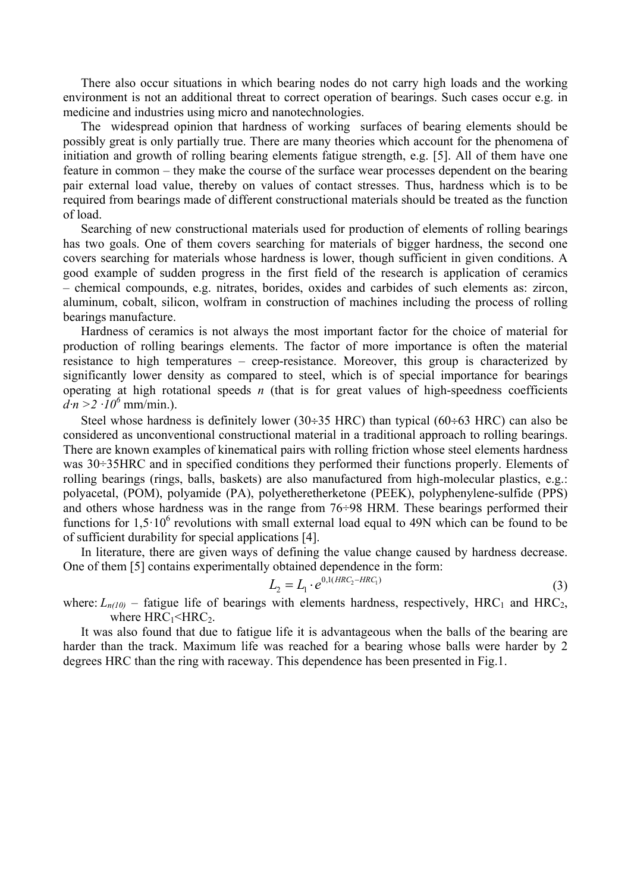There also occur situations in which bearing nodes do not carry high loads and the working environment is not an additional threat to correct operation of bearings. Such cases occur e.g. in medicine and industries using micro and nanotechnologies.

The widespread opinion that hardness of working surfaces of bearing elements should be possibly great is only partially true. There are many theories which account for the phenomena of initiation and growth of rolling bearing elements fatigue strength, e.g. [5]. All of them have one feature in common – they make the course of the surface wear processes dependent on the bearing pair external load value, thereby on values of contact stresses. Thus, hardness which is to be required from bearings made of different constructional materials should be treated as the function of load.

Searching of new constructional materials used for production of elements of rolling bearings has two goals. One of them covers searching for materials of bigger hardness, the second one covers searching for materials whose hardness is lower, though sufficient in given conditions. A good example of sudden progress in the first field of the research is application of ceramics – chemical compounds, e.g. nitrates, borides, oxides and carbides of such elements as: zircon, aluminum, cobalt, silicon, wolfram in construction of machines including the process of rolling bearings manufacture.

Hardness of ceramics is not always the most important factor for the choice of material for production of rolling bearings elements. The factor of more importance is often the material resistance to high temperatures – creep-resistance. Moreover, this group is characterized by significantly lower density as compared to steel, which is of special importance for bearings operating at high rotational speeds $n$ (that is for great values of high-speedness coefficients $d \cdot n > 2 \cdot 10^6$ mm/min.).

Steel whose hardness is definitely lower (30÷35 HRC) than typical (60÷63 HRC) can also be considered as unconventional constructional material in a traditional approach to rolling bearings. There are known examples of kinematical pairs with rolling friction whose steel elements hardness was 30÷35HRC and in specified conditions they performed their functions properly. Elements of rolling bearings (rings, balls, baskets) are also manufactured from high-molecular plastics, e.g.: polyacetal, (POM), polyamide (PA), polyetheretherketone (PEEK), polyphenylene-sulfide (PPS) and others whose hardness was in the range from 76÷98 HRM. These bearings performed their functions for $1{,}5 \cdot 10^6$ revolutions with small external load equal to 49N which can be found to be of sufficient durability for special applications [4].

In literature, there are given ways of defining the value change caused by hardness decrease. One of them [5] contains experimentally obtained dependence in the form:

$$L_2 = L_1 \cdot e^{0{,}1(HRC_2 - HRC_1)} \tag{3}$$

where: $L_{n(10)}$ – fatigue life of bearings with elements hardness, respectively, $HRC_1$ and $HRC_2$, where $HRC_1 < HRC_2$.

It was also found that due to fatigue life it is advantageous when the balls of the bearing are harder than the track. Maximum life was reached for a bearing whose balls were harder by 2 degrees HRC than the ring with raceway. This dependence has been presented in Fig.1.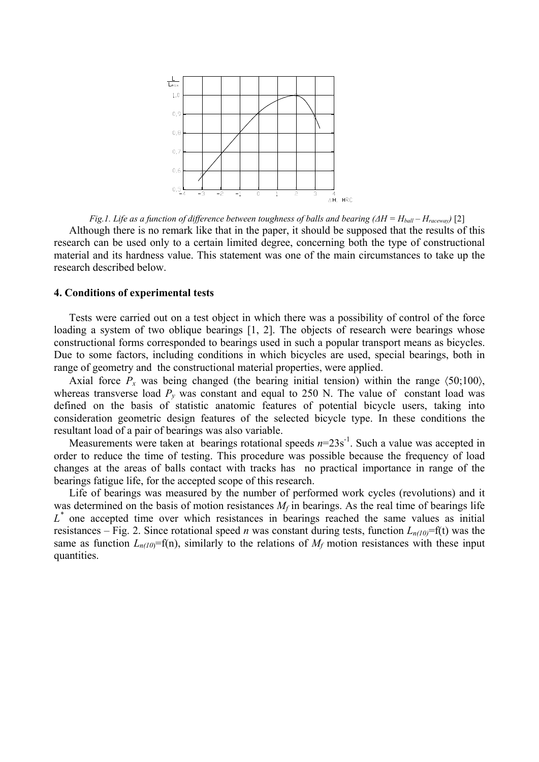L
Lmax

1,0
0,9
0,8
0,7
0,6
0,5

-4 -3 -2 -1 0 1 2 3 4
ΔH, HRC

*Fig.1. Life as a function of difference between toughness of balls and bearing ($\Delta H = H_{ball} - H_{raceway}$)* [2]

Although there is no remark like that in the paper, it should be supposed that the results of this research can be used only to a certain limited degree, concerning both the type of constructional material and its hardness value. This statement was one of the main circumstances to take up the research described below.

### 4. Conditions of experimental tests

Tests were carried out on a test object in which there was a possibility of control of the force loading a system of two oblique bearings [1, 2]. The objects of research were bearings whose constructional forms corresponded to bearings used in such a popular transport means as bicycles. Due to some factors, including conditions in which bicycles are used, special bearings, both in range of geometry and the constructional material properties, were applied.

Axial force $P_x$ was being changed (the bearing initial tension) within the range $\langle 50;100 \rangle$, whereas transverse load $P_y$ was constant and equal to 250 N. The value of constant load was defined on the basis of statistic anatomic features of potential bicycle users, taking into consideration geometric design features of the selected bicycle type. In these conditions the resultant load of a pair of bearings was also variable.

Measurements were taken at bearings rotational speeds $n = 23 s^{-1}$. Such a value was accepted in order to reduce the time of testing. This procedure was possible because the frequency of load changes at the areas of balls contact with tracks has no practical importance in range of the bearings fatigue life, for the accepted scope of this research.

Life of bearings was measured by the number of performed work cycles (revolutions) and it was determined on the basis of motion resistances $M_f$ in bearings. As the real time of bearings life $L^*$ one accepted time over which resistances in bearings reached the same values as initial resistances – Fig. 2. Since rotational speed $n$ was constant during tests, function $L_{n(10)} = f(t)$ was the same as function $L_{n(10)} = f(n)$, similarly to the relations of $M_f$ motion resistances with these input quantities.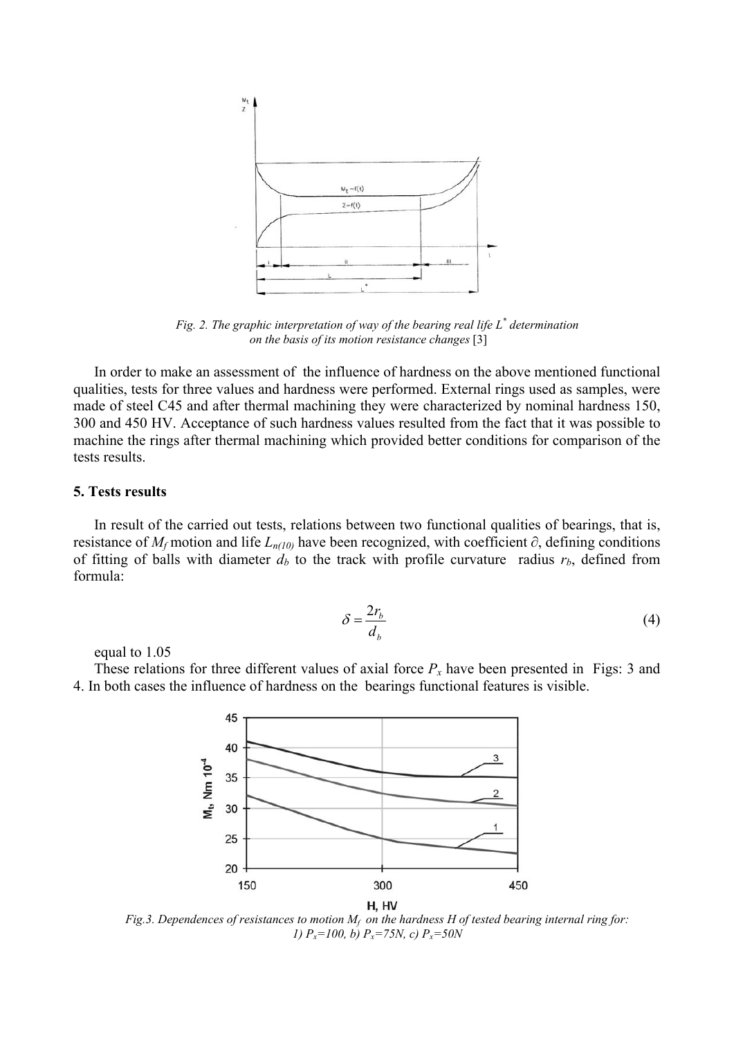$M_t$
$z$

$M_t=f(t)$

$z=f(t)$

t

I II III

L

$L^*$

*Fig. 2. The graphic interpretation of way of the bearing real life $L^*$ determination on the basis of its motion resistance changes* [3]

In order to make an assessment of the influence of hardness on the above mentioned functional qualities, tests for three values and hardness were performed. External rings used as samples, were made of steel C45 and after thermal machining they were characterized by nominal hardness 150, 300 and 450 HV. Acceptance of such hardness values resulted from the fact that it was possible to machine the rings after thermal machining which provided better conditions for comparison of the tests results.

### 5. Tests results

In result of the carried out tests, relations between two functional qualities of bearings, that is, resistance of $M_f$ motion and life $L_{n(10)}$ have been recognized, with coefficient $\partial$, defining conditions of fitting of balls with diameter $d_b$ to the track with profile curvature radius $r_b$, defined from formula:

$$\delta = \frac{2r_b}{d_b} \tag{4}$$

equal to 1.05

These relations for three different values of axial force $P_x$ have been presented in Figs: 3 and 4. In both cases the influence of hardness on the bearings functional features is visible.

$M_t$, Nm $10^{-4}$

45
40
35
30
25
20

150 300 450

H, HV

1
2
3

*Fig.3. Dependences of resistances to motion $M_f$ on the hardness H of tested bearing internal ring for: 1) $P_x$=100, b) $P_x$=75N, c) $P_x$=50N*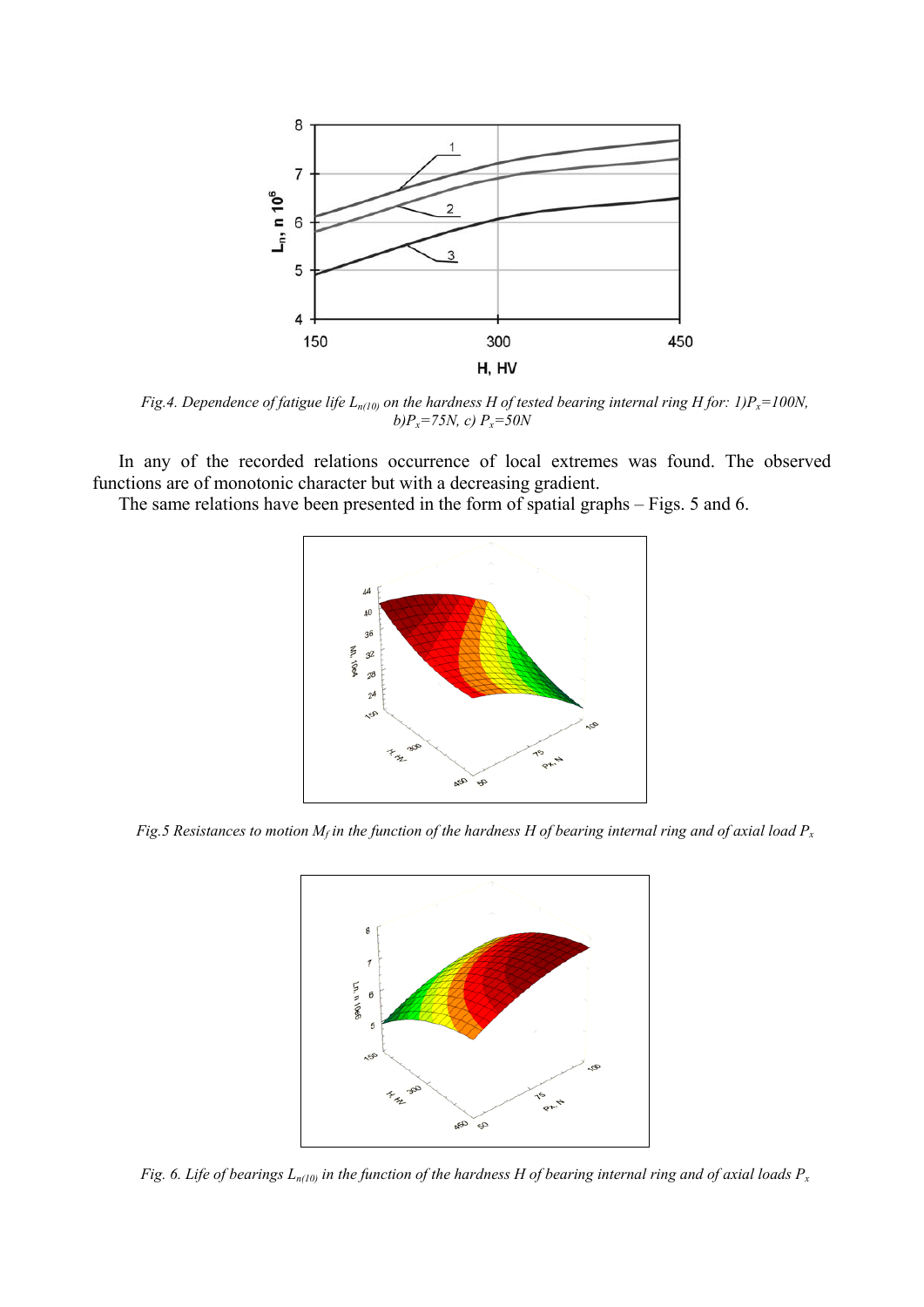8

7

6

5

4

$L_n$, n $10^6$

150

300

450

H, HV

1

2

3

*Fig.4. Dependence of fatigue life $L_{n(10)}$ on the hardness H of tested bearing internal ring H for: 1)$P_x$=100N, b)$P_x$=75N, c) $P_x$=50N*

In any of the recorded relations occurrence of local extremes was found. The observed functions are of monotonic character but with a decreasing gradient.

The same relations have been presented in the form of spatial graphs – Figs. 5 and 6.

44
40
36
32
28
24

Mf, 10e4

150
300
450

H, HV

50
75
100

Px, N

*Fig.5 Resistances to motion $M_f$ in the function of the hardness H of bearing internal ring and of axial load $P_x$*

8
7
6
5

Ln n 10e6

150
300
450

H, HV

50
75
100

Px, N

*Fig. 6. Life of bearings $L_{n(10)}$ in the function of the hardness H of bearing internal ring and of axial loads $P_x$*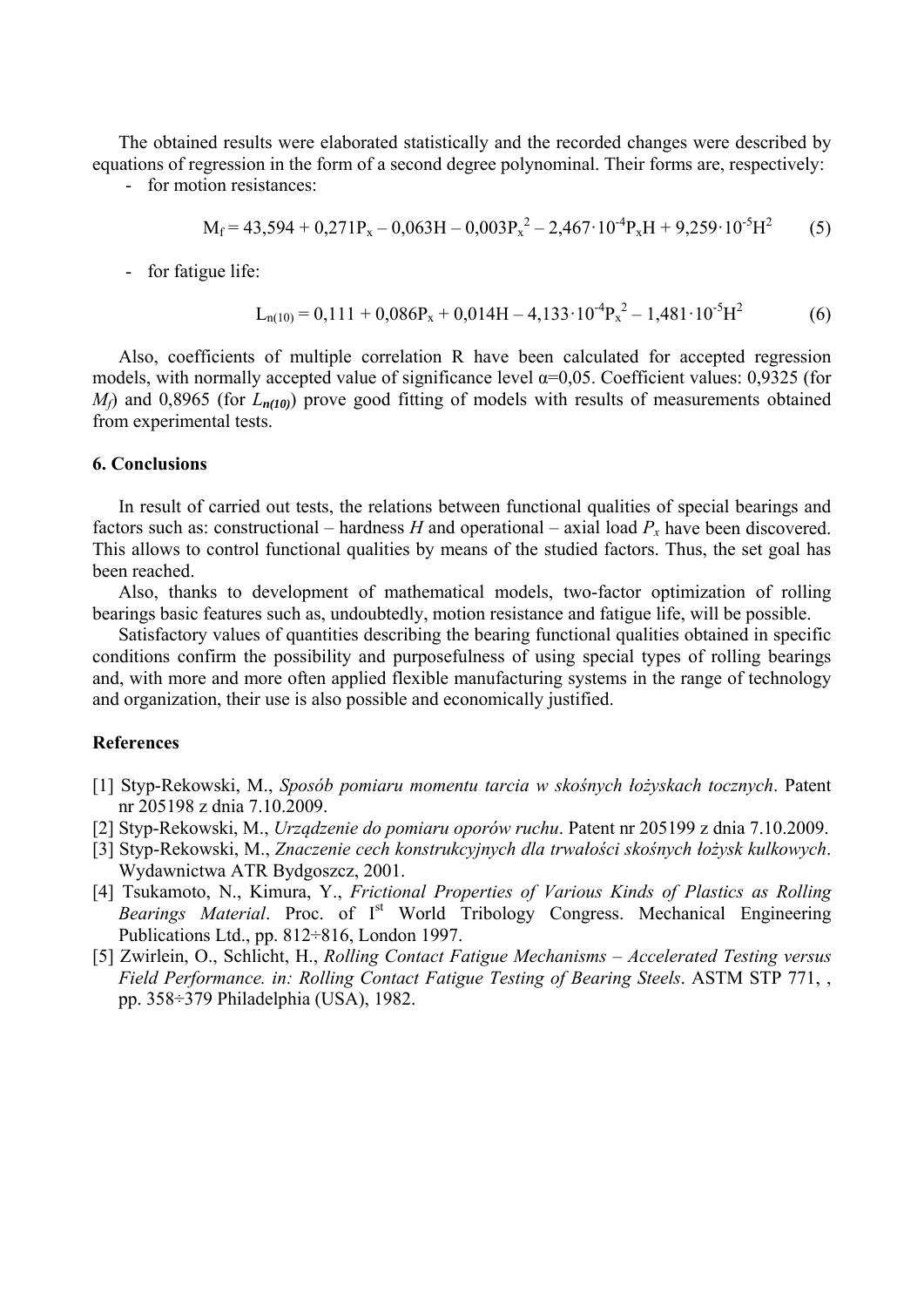The obtained results were elaborated statistically and the recorded changes were described by equations of regression in the form of a second degree polynominal. Their forms are, respectively:

- for motion resistances:

$$M_f = 43{,}594 + 0{,}271P_x – 0{,}063H – 0{,}003P_x^2 – 2{,}467\cdot10^{-4}P_xH + 9{,}259\cdot10^{-5}H^2 \qquad (5)$$

- for fatigue life:

$$L_{n(10)} = 0{,}111 + 0{,}086P_x + 0{,}014H – 4{,}133\cdot10^{-4}P_x^2 – 1{,}481\cdot10^{-5}H^2 \qquad (6)$$

Also, coefficients of multiple correlation R have been calculated for accepted regression models, with normally accepted value of significance level $\alpha$=0,05. Coefficient values: 0,9325 (for $M_f$) and 0,8965 (for $L_{n(10)}$) prove good fitting of models with results of measurements obtained from experimental tests.

## 6. Conclusions

In result of carried out tests, the relations between functional qualities of special bearings and factors such as: constructional – hardness $H$ and operational – axial load $P_x$ have been discovered. This allows to control functional qualities by means of the studied factors. Thus, the set goal has been reached.

Also, thanks to development of mathematical models, two-factor optimization of rolling bearings basic features such as, undoubtedly, motion resistance and fatigue life, will be possible.

Satisfactory values of quantities describing the bearing functional qualities obtained in specific conditions confirm the possibility and purposefulness of using special types of rolling bearings and, with more and more often applied flexible manufacturing systems in the range of technology and organization, their use is also possible and economically justified.

## References

[1] Styp-Rekowski, M., *Sposób pomiaru momentu tarcia w skośnych łożyskach tocznych*. Patent nr 205198 z dnia 7.10.2009.

[2] Styp-Rekowski, M., *Urządzenie do pomiaru oporów ruchu*. Patent nr 205199 z dnia 7.10.2009.

[3] Styp-Rekowski, M., *Znaczenie cech konstrukcyjnych dla trwałości skośnych łożysk kulkowych*. Wydawnictwa ATR Bydgoszcz, 2001.

[4] Tsukamoto, N., Kimura, Y., *Frictional Properties of Various Kinds of Plastics as Rolling Bearings Material*. Proc. of Ist World Tribology Congress. Mechanical Engineering Publications Ltd., pp. 812÷816, London 1997.

[5] Zwirlein, O., Schlicht, H., *Rolling Contact Fatigue Mechanisms – Accelerated Testing versus Field Performance. in: Rolling Contact Fatigue Testing of Bearing Steels*. ASTM STP 771, , pp. 358÷379 Philadelphia (USA), 1982.